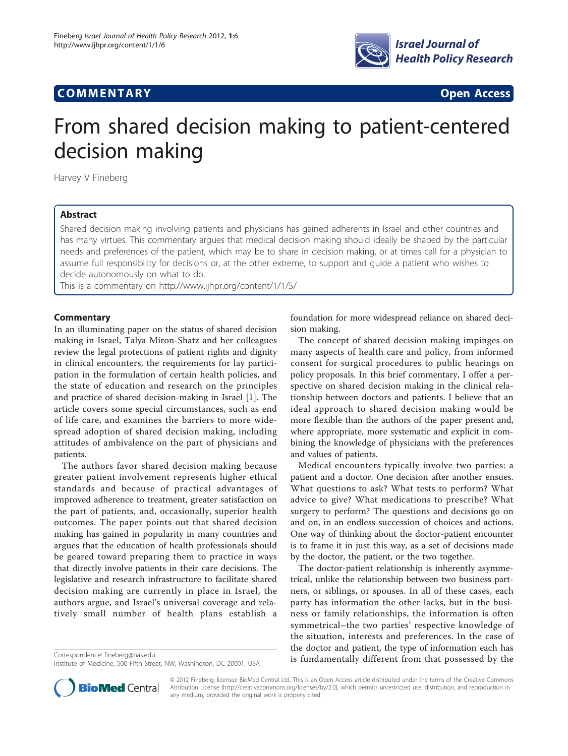**COMMENTARY** **Open Access**

# From shared decision making to patient-centered decision making

Harvey V Fineberg

## Abstract

Shared decision making involving patients and physicians has gained adherents in Israel and other countries and has many virtues. This commentary argues that medical decision making should ideally be shaped by the particular needs and preferences of the patient, which may be to share in decision making, or at times call for a physician to assume full responsibility for decisions or, at the other extreme, to support and guide a patient who wishes to decide autonomously on what to do.

This is a commentary on http://www.ijhpr.org/content/1/1/5/

## Commentary

In an illuminating paper on the status of shared decision making in Israel, Talya Miron-Shatz and her colleagues review the legal protections of patient rights and dignity in clinical encounters, the requirements for lay participation in the formulation of certain health policies, and the state of education and research on the principles and practice of shared decision-making in Israel [1]. The article covers some special circumstances, such as end of life care, and examines the barriers to more widespread adoption of shared decision making, including attitudes of ambivalence on the part of physicians and patients.

The authors favor shared decision making because greater patient involvement represents higher ethical standards and because of practical advantages of improved adherence to treatment, greater satisfaction on the part of patients, and, occasionally, superior health outcomes. The paper points out that shared decision making has gained in popularity in many countries and argues that the education of health professionals should be geared toward preparing them to practice in ways that directly involve patients in their care decisions. The legislative and research infrastructure to facilitate shared decision making are currently in place in Israel, the authors argue, and Israel's universal coverage and relatively small number of health plans establish a foundation for more widespread reliance on shared decision making.

The concept of shared decision making impinges on many aspects of health care and policy, from informed consent for surgical procedures to public hearings on policy proposals. In this brief commentary, I offer a perspective on shared decision making in the clinical relationship between doctors and patients. I believe that an ideal approach to shared decision making would be more flexible than the authors of the paper present and, where appropriate, more systematic and explicit in combining the knowledge of physicians with the preferences and values of patients.

Medical encounters typically involve two parties: a patient and a doctor. One decision after another ensues. What questions to ask? What tests to perform? What advice to give? What medications to prescribe? What surgery to perform? The questions and decisions go on and on, in an endless succession of choices and actions. One way of thinking about the doctor-patient encounter is to frame it in just this way, as a set of decisions made by the doctor, the patient, or the two together.

The doctor-patient relationship is inherently asymmetrical, unlike the relationship between two business partners, or siblings, or spouses. In all of these cases, each party has information the other lacks, but in the business or family relationships, the information is often symmetrical–the two parties' respective knowledge of the situation, interests and preferences. In the case of the doctor and patient, the type of information each has is fundamentally different from that possessed by the

Correspondence: fineberg@nas.edu
Institute of Medicine, 500 Fifth Street, NW, Washington, DC 20001, USA

© 2012 Fineberg; licensee BioMed Central Ltd. This is an Open Access article distributed under the terms of the Creative Commons Attribution License (http://creativecommons.org/licenses/by/2.0), which permits unrestricted use, distribution, and reproduction in any medium, provided the original work is properly cited.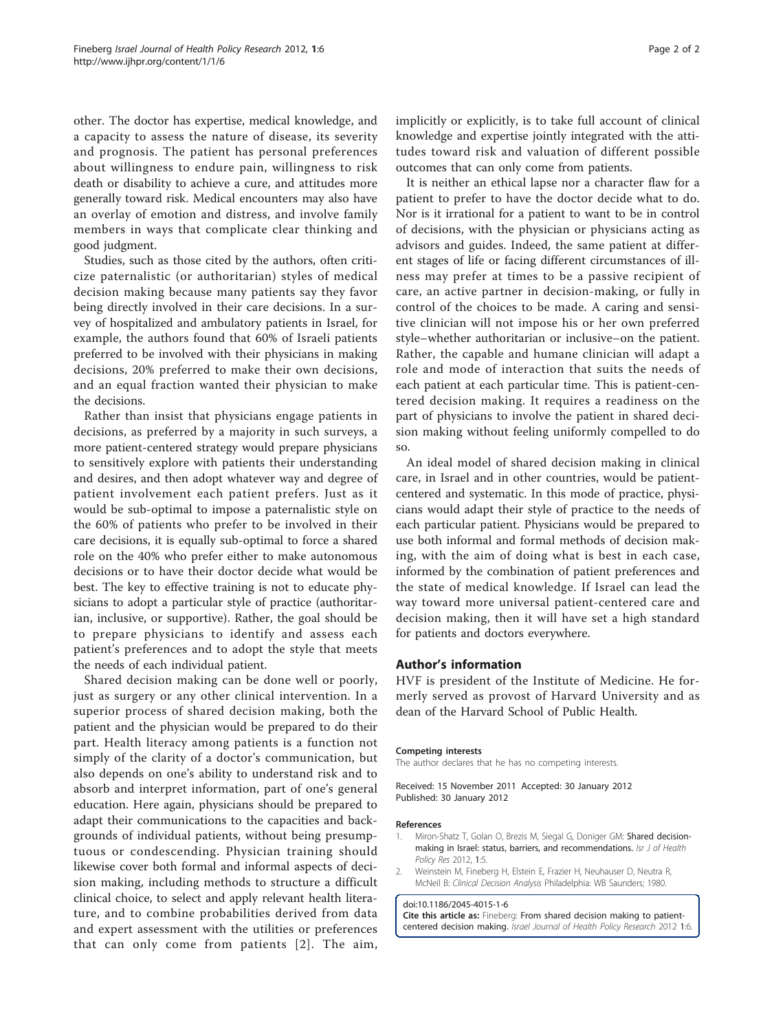other. The doctor has expertise, medical knowledge, and a capacity to assess the nature of disease, its severity and prognosis. The patient has personal preferences about willingness to endure pain, willingness to risk death or disability to achieve a cure, and attitudes more generally toward risk. Medical encounters may also have an overlay of emotion and distress, and involve family members in ways that complicate clear thinking and good judgment.

Studies, such as those cited by the authors, often criticize paternalistic (or authoritarian) styles of medical decision making because many patients say they favor being directly involved in their care decisions. In a survey of hospitalized and ambulatory patients in Israel, for example, the authors found that 60% of Israeli patients preferred to be involved with their physicians in making decisions, 20% preferred to make their own decisions, and an equal fraction wanted their physician to make the decisions.

Rather than insist that physicians engage patients in decisions, as preferred by a majority in such surveys, a more patient-centered strategy would prepare physicians to sensitively explore with patients their understanding and desires, and then adopt whatever way and degree of patient involvement each patient prefers. Just as it would be sub-optimal to impose a paternalistic style on the 60% of patients who prefer to be involved in their care decisions, it is equally sub-optimal to force a shared role on the 40% who prefer either to make autonomous decisions or to have their doctor decide what would be best. The key to effective training is not to educate physicians to adopt a particular style of practice (authoritarian, inclusive, or supportive). Rather, the goal should be to prepare physicians to identify and assess each patient's preferences and to adopt the style that meets the needs of each individual patient.

Shared decision making can be done well or poorly, just as surgery or any other clinical intervention. In a superior process of shared decision making, both the patient and the physician would be prepared to do their part. Health literacy among patients is a function not simply of the clarity of a doctor's communication, but also depends on one's ability to understand risk and to absorb and interpret information, part of one's general education. Here again, physicians should be prepared to adapt their communications to the capacities and backgrounds of individual patients, without being presumptuous or condescending. Physician training should likewise cover both formal and informal aspects of decision making, including methods to structure a difficult clinical choice, to select and apply relevant health literature, and to combine probabilities derived from data and expert assessment with the utilities or preferences that can only come from patients [2]. The aim, implicitly or explicitly, is to take full account of clinical knowledge and expertise jointly integrated with the attitudes toward risk and valuation of different possible outcomes that can only come from patients.

It is neither an ethical lapse nor a character flaw for a patient to prefer to have the doctor decide what to do. Nor is it irrational for a patient to want to be in control of decisions, with the physician or physicians acting as advisors and guides. Indeed, the same patient at different stages of life or facing different circumstances of illness may prefer at times to be a passive recipient of care, an active partner in decision-making, or fully in control of the choices to be made. A caring and sensitive clinician will not impose his or her own preferred style–whether authoritarian or inclusive–on the patient. Rather, the capable and humane clinician will adapt a role and mode of interaction that suits the needs of each patient at each particular time. This is patient-centered decision making. It requires a readiness on the part of physicians to involve the patient in shared decision making without feeling uniformly compelled to do so.

An ideal model of shared decision making in clinical care, in Israel and in other countries, would be patient-centered and systematic. In this mode of practice, physicians would adapt their style of practice to the needs of each particular patient. Physicians would be prepared to use both informal and formal methods of decision making, with the aim of doing what is best in each case, informed by the combination of patient preferences and the state of medical knowledge. If Israel can lead the way toward more universal patient-centered care and decision making, then it will have set a high standard for patients and doctors everywhere.

## Author's information

HVF is president of the Institute of Medicine. He formerly served as provost of Harvard University and as dean of the Harvard School of Public Health.

#### Competing interests

The author declares that he has no competing interests.

Received: 15 November 2011 Accepted: 30 January 2012
Published: 30 January 2012

#### References

1. Miron-Shatz T, Golan O, Brezis M, Siegal G, Doniger GM: **Shared decision-making in Israel: status, barriers, and recommendations.** *Isr J of Health Policy Res* 2012, **1**:5.
2. Weinstein M, Fineberg H, Elstein E, Frazier H, Neuhauser D, Neutra R, McNeil B: *Clinical Decision Analysis* Philadelphia: WB Saunders; 1980.

doi:10.1186/2045-4015-1-6
**Cite this article as:** Fineberg: From shared decision making to patient-centered decision making. *Israel Journal of Health Policy Research* 2012 **1**:6.